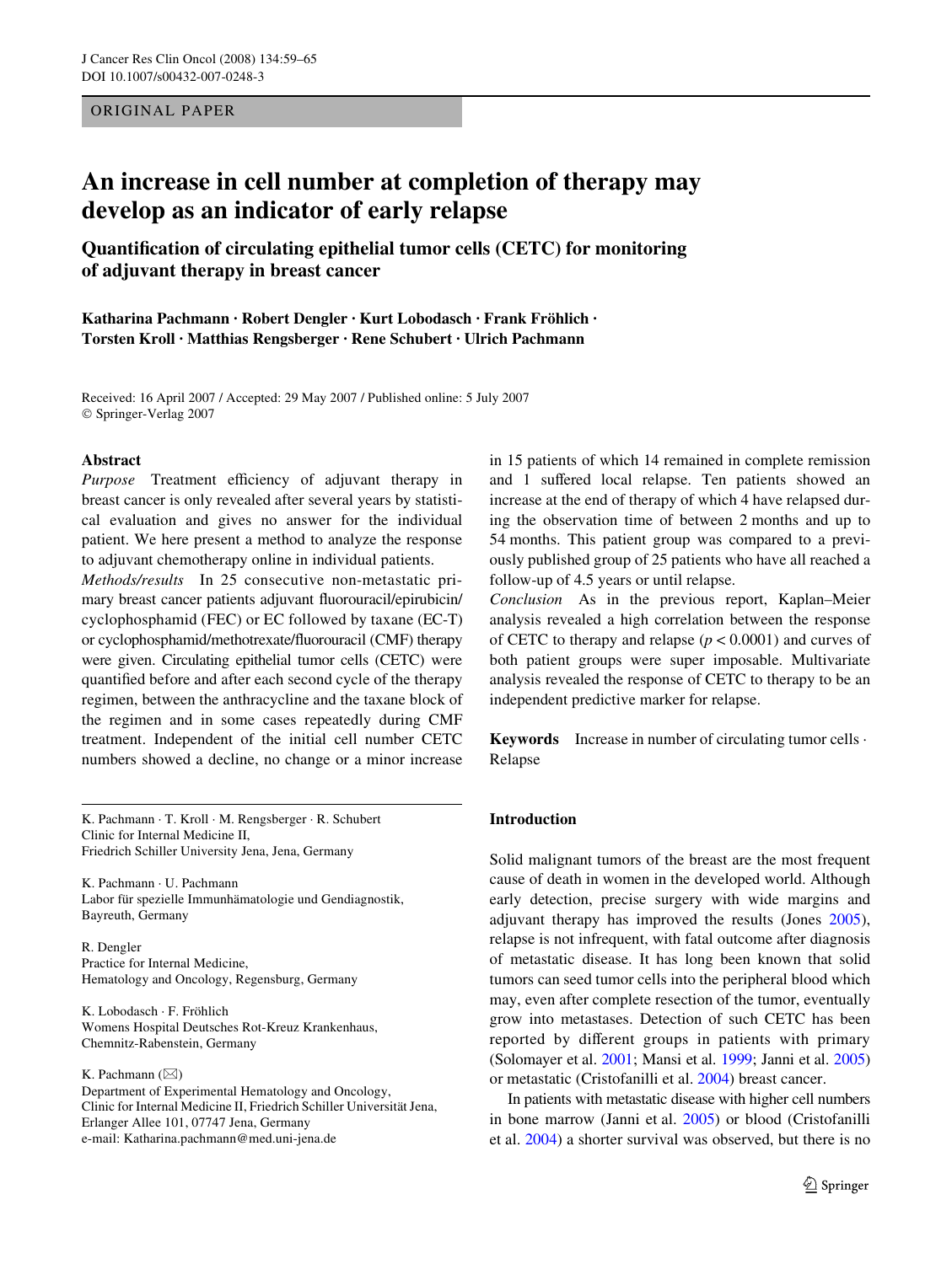ORIGINAL PAPER

# An increase in cell number at completion of therapy may develop as an indicator of early relapse

## Quantification of circulating epithelial tumor cells (CETC) for monitoring of adjuvant therapy in breast cancer

**Katharina Pachmann · Robert Dengler · Kurt Lobodasch · Frank Fröhlich · Torsten Kroll · Matthias Rengsberger · Rene Schubert · Ulrich Pachmann**

Received: 16 April 2007 / Accepted: 29 May 2007 / Published online: 5 July 2007
© Springer-Verlag 2007

### Abstract

*Purpose* Treatment efficiency of adjuvant therapy in breast cancer is only revealed after several years by statistical evaluation and gives no answer for the individual patient. We here present a method to analyze the response to adjuvant chemotherapy online in individual patients.

*Methods/results* In 25 consecutive non-metastatic primary breast cancer patients adjuvant fluorouracil/epirubicin/cyclophosphamid (FEC) or EC followed by taxane (EC-T) or cyclophosphamid/methotrexate/fluorouracil (CMF) therapy were given. Circulating epithelial tumor cells (CETC) were quantified before and after each second cycle of the therapy regimen, between the anthracycline and the taxane block of the regimen and in some cases repeatedly during CMF treatment. Independent of the initial cell number CETC numbers showed a decline, no change or a minor increase in 15 patients of which 14 remained in complete remission and 1 suffered local relapse. Ten patients showed an increase at the end of therapy of which 4 have relapsed during the observation time of between 2 months and up to 54 months. This patient group was compared to a previously published group of 25 patients who have all reached a follow-up of 4.5 years or until relapse.

*Conclusion* As in the previous report, Kaplan–Meier analysis revealed a high correlation between the response of CETC to therapy and relapse ($p < 0.0001$) and curves of both patient groups were super imposable. Multivariate analysis revealed the response of CETC to therapy to be an independent predictive marker for relapse.

**Keywords** Increase in number of circulating tumor cells · Relapse

K. Pachmann · T. Kroll · M. Rengsberger · R. Schubert
Clinic for Internal Medicine II,
Friedrich Schiller University Jena, Jena, Germany

K. Pachmann · U. Pachmann
Labor für spezielle Immunhämatologie und Gendiagnostik,
Bayreuth, Germany

R. Dengler
Practice for Internal Medicine,
Hematology and Oncology, Regensburg, Germany

K. Lobodasch · F. Fröhlich
Womens Hospital Deutsches Rot-Kreuz Krankenhaus,
Chemnitz-Rabenstein, Germany

K. Pachmann (✉)
Department of Experimental Hematology and Oncology,
Clinic for Internal Medicine II, Friedrich Schiller Universität Jena,
Erlanger Allee 101, 07747 Jena, Germany
e-mail: Katharina.pachmann@med.uni-jena.de

### Introduction

Solid malignant tumors of the breast are the most frequent cause of death in women in the developed world. Although early detection, precise surgery with wide margins and adjuvant therapy has improved the results (Jones 2005), relapse is not infrequent, with fatal outcome after diagnosis of metastatic disease. It has long been known that solid tumors can seed tumor cells into the peripheral blood which may, even after complete resection of the tumor, eventually grow into metastases. Detection of such CETC has been reported by different groups in patients with primary (Solomayer et al. 2001; Mansi et al. 1999; Janni et al. 2005) or metastatic (Cristofanilli et al. 2004) breast cancer.

In patients with metastatic disease with higher cell numbers in bone marrow (Janni et al. 2005) or blood (Cristofanilli et al. 2004) a shorter survival was observed, but there is no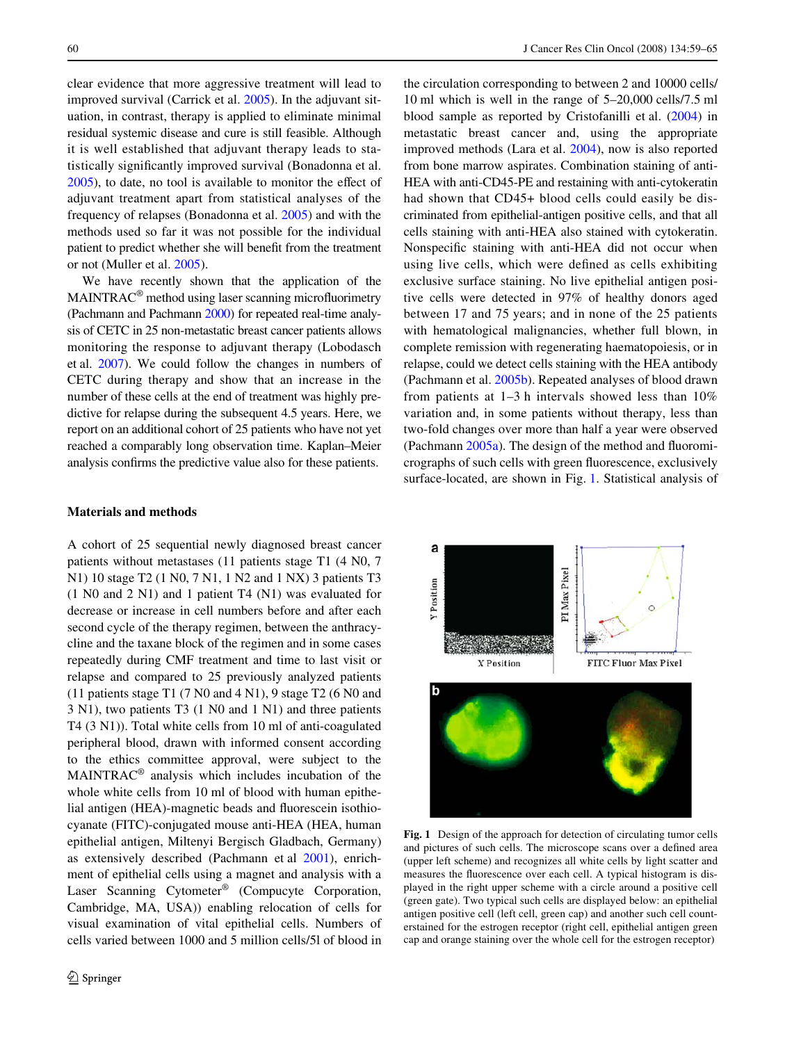clear evidence that more aggressive treatment will lead to improved survival (Carrick et al. 2005). In the adjuvant situation, in contrast, therapy is applied to eliminate minimal residual systemic disease and cure is still feasible. Although it is well established that adjuvant therapy leads to statistically significantly improved survival (Bonadonna et al. 2005), to date, no tool is available to monitor the effect of adjuvant treatment apart from statistical analyses of the frequency of relapses (Bonadonna et al. 2005) and with the methods used so far it was not possible for the individual patient to predict whether she will benefit from the treatment or not (Muller et al. 2005).

We have recently shown that the application of the MAINTRAC® method using laser scanning microfluorimetry (Pachmann and Pachmann 2000) for repeated real-time analysis of CETC in 25 non-metastatic breast cancer patients allows monitoring the response to adjuvant therapy (Lobodasch et al. 2007). We could follow the changes in numbers of CETC during therapy and show that an increase in the number of these cells at the end of treatment was highly predictive for relapse during the subsequent 4.5 years. Here, we report on an additional cohort of 25 patients who have not yet reached a comparably long observation time. Kaplan–Meier analysis confirms the predictive value also for these patients.

## Materials and methods

A cohort of 25 sequential newly diagnosed breast cancer patients without metastases (11 patients stage T1 (4 N0, 7 N1) 10 stage T2 (1 N0, 7 N1, 1 N2 and 1 NX) 3 patients T3 (1 N0 and 2 N1) and 1 patient T4 (N1) was evaluated for decrease or increase in cell numbers before and after each second cycle of the therapy regimen, between the anthracycline and the taxane block of the regimen and in some cases repeatedly during CMF treatment and time to last visit or relapse and compared to 25 previously analyzed patients (11 patients stage T1 (7 N0 and 4 N1), 9 stage T2 (6 N0 and 3 N1), two patients T3 (1 N0 and 1 N1) and three patients T4 (3 N1)). Total white cells from 10 ml of anti-coagulated peripheral blood, drawn with informed consent according to the ethics committee approval, were subject to the MAINTRAC® analysis which includes incubation of the whole white cells from 10 ml of blood with human epithelial antigen (HEA)-magnetic beads and fluorescein isothiocyanate (FITC)-conjugated mouse anti-HEA (HEA, human epithelial antigen, Miltenyi Bergisch Gladbach, Germany) as extensively described (Pachmann et al 2001), enrichment of epithelial cells using a magnet and analysis with a Laser Scanning Cytometer® (Compucyte Corporation, Cambridge, MA, USA)) enabling relocation of cells for visual examination of vital epithelial cells. Numbers of cells varied between 1000 and 5 million cells/5l of blood in the circulation corresponding to between 2 and 10000 cells/10 ml which is well in the range of 5–20,000 cells/7.5 ml blood sample as reported by Cristofanilli et al. (2004) in metastatic breast cancer and, using the appropriate improved methods (Lara et al. 2004), now is also reported from bone marrow aspirates. Combination staining of anti-HEA with anti-CD45-PE and restaining with anti-cytokeratin had shown that CD45+ blood cells could easily be discriminated from epithelial-antigen positive cells, and that all cells staining with anti-HEA also stained with cytokeratin. Nonspecific staining with anti-HEA did not occur when using live cells, which were defined as cells exhibiting exclusive surface staining. No live epithelial antigen positive cells were detected in 97% of healthy donors aged between 17 and 75 years; and in none of the 25 patients with hematological malignancies, whether full blown, in complete remission with regenerating haematopoiesis, or in relapse, could we detect cells staining with the HEA antibody (Pachmann et al. 2005b). Repeated analyses of blood drawn from patients at 1–3 h intervals showed less than 10% variation and, in some patients without therapy, less than two-fold changes over more than half a year were observed (Pachmann 2005a). The design of the method and fluoromicrographs of such cells with green fluorescence, exclusively surface-located, are shown in Fig. 1. Statistical analysis of

**Fig. 1** Design of the approach for detection of circulating tumor cells and pictures of such cells. The microscope scans over a defined area (upper left scheme) and recognizes all white cells by light scatter and measures the fluorescence over each cell. A typical histogram is displayed in the right upper scheme with a circle around a positive cell (green gate). Two typical such cells are displayed below: an epithelial antigen positive cell (left cell, green cap) and another such cell counterstained for the estrogen receptor (right cell, epithelial antigen green cap and orange staining over the whole cell for the estrogen receptor)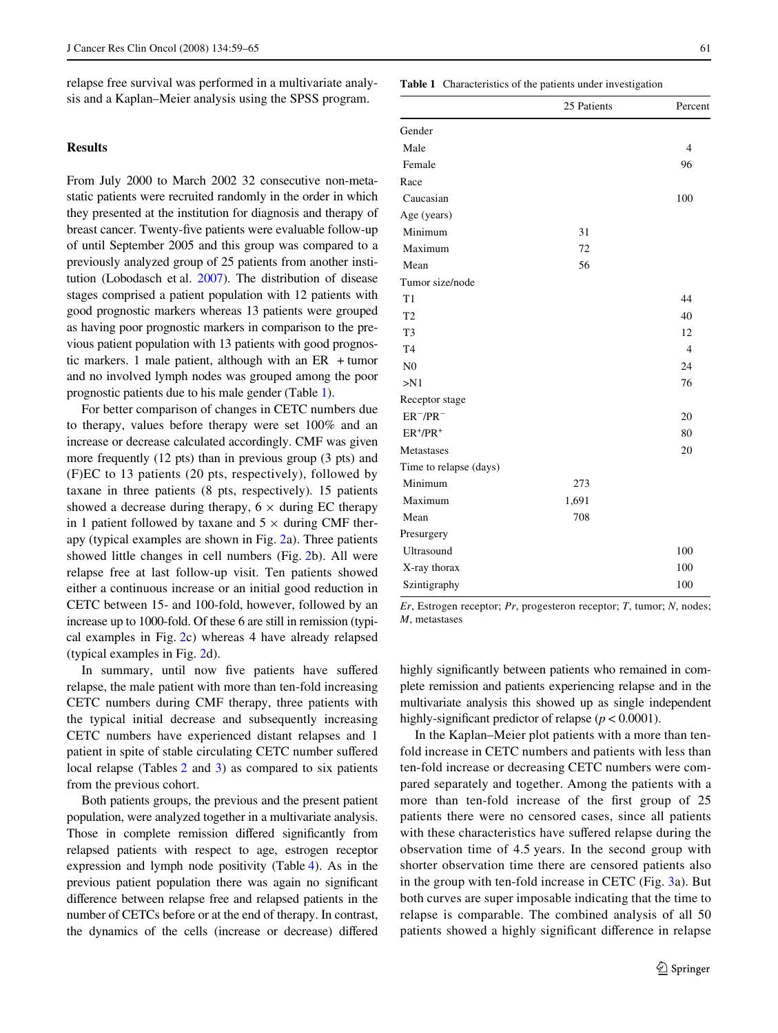relapse free survival was performed in a multivariate analysis and a Kaplan–Meier analysis using the SPSS program.

## Results

From July 2000 to March 2002 32 consecutive non-metastatic patients were recruited randomly in the order in which they presented at the institution for diagnosis and therapy of breast cancer. Twenty-five patients were evaluable follow-up of until September 2005 and this group was compared to a previously analyzed group of 25 patients from another institution (Lobodasch et al. 2007). The distribution of disease stages comprised a patient population with 12 patients with good prognostic markers whereas 13 patients were grouped as having poor prognostic markers in comparison to the previous patient population with 13 patients with good prognostic markers. 1 male patient, although with an ER + tumor and no involved lymph nodes was grouped among the poor prognostic patients due to his male gender (Table 1).

For better comparison of changes in CETC numbers due to therapy, values before therapy were set 100% and an increase or decrease calculated accordingly. CMF was given more frequently (12 pts) than in previous group (3 pts) and (F)EC to 13 patients (20 pts, respectively), followed by taxane in three patients (8 pts, respectively). 15 patients showed a decrease during therapy, 6 × during EC therapy in 1 patient followed by taxane and 5 × during CMF therapy (typical examples are shown in Fig. 2a). Three patients showed little changes in cell numbers (Fig. 2b). All were relapse free at last follow-up visit. Ten patients showed either a continuous increase or an initial good reduction in CETC between 15- and 100-fold, however, followed by an increase up to 1000-fold. Of these 6 are still in remission (typical examples in Fig. 2c) whereas 4 have already relapsed (typical examples in Fig. 2d).

In summary, until now five patients have suffered relapse, the male patient with more than ten-fold increasing CETC numbers during CMF therapy, three patients with the typical initial decrease and subsequently increasing CETC numbers have experienced distant relapses and 1 patient in spite of stable circulating CETC number suffered local relapse (Tables 2 and 3) as compared to six patients from the previous cohort.

Both patients groups, the previous and the present patient population, were analyzed together in a multivariate analysis. Those in complete remission differed significantly from relapsed patients with respect to age, estrogen receptor expression and lymph node positivity (Table 4). As in the previous patient population there was again no significant difference between relapse free and relapsed patients in the number of CETCs before or at the end of therapy. In contrast, the dynamics of the cells (increase or decrease) differed highly significantly between patients who remained in complete remission and patients experiencing relapse and in the multivariate analysis this showed up as single independent highly-significant predictor of relapse ($p < 0.0001$).

In the Kaplan–Meier plot patients with a more than ten-fold increase in CETC numbers and patients with less than ten-fold increase or decreasing CETC numbers were compared separately and together. Among the patients with a more than ten-fold increase of the first group of 25 patients there were no censored cases, since all patients with these characteristics have suffered relapse during the observation time of 4.5 years. In the second group with shorter observation time there are censored patients also in the group with ten-fold increase in CETC (Fig. 3a). But both curves are super imposable indicating that the time to relapse is comparable. The combined analysis of all 50 patients showed a highly significant difference in relapse

**Table 1** Characteristics of the patients under investigation

| | 25 Patients | Percent |
|---|---|---|
| Gender | | |
| Male | | 4 |
| Female | | 96 |
| Race | | |
| Caucasian | | 100 |
| Age (years) | | |
| Minimum | 31 | |
| Maximum | 72 | |
| Mean | 56 | |
| Tumor size/node | | |
| T1 | | 44 |
| T2 | | 40 |
| T3 | | 12 |
| T4 | | 4 |
| N0 | | 24 |
| >N1 | | 76 |
| Receptor stage | | |
| $ER^{-}/PR^{-}$ | | 20 |
| $ER^{+}/PR^{+}$ | | 80 |
| Metastases | | 20 |
| Time to relapse (days) | | |
| Minimum | 273 | |
| Maximum | 1,691 | |
| Mean | 708 | |
| Presurgery | | |
| Ultrasound | | 100 |
| X-ray thorax | | 100 |
| Szintigraphy | | 100 |

*Er*, Estrogen receptor; *Pr*, progesteron receptor; *T*, tumor; *N*, nodes; *M*, metastases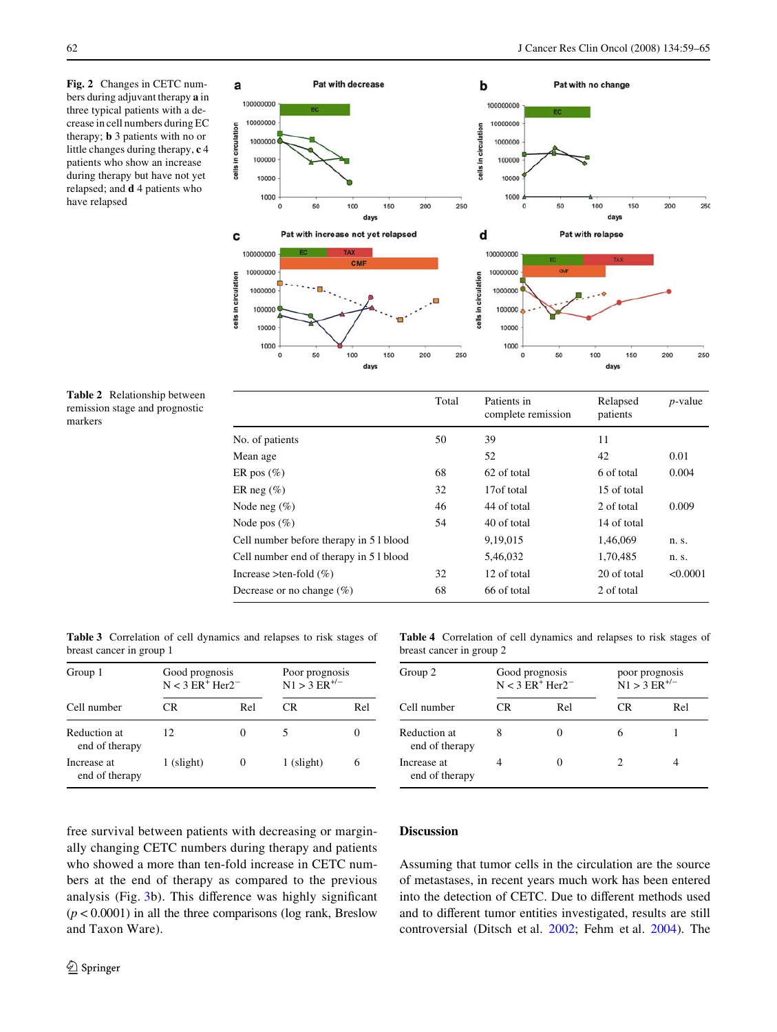Fig. 2 Changes in CETC numbers during adjuvant therapy **a** in three typical patients with a decrease in cell numbers during EC therapy; **b** 3 patients with no or little changes during therapy, **c** 4 patients who show an increase during therapy but have not yet relapsed; and **d** 4 patients who have relapsed

Table 2 Relationship between remission stage and prognostic markers

| | Total | Patients in complete remission | Relapsed patients | *p*-value |
|---|---|---|---|---|
| No. of patients | 50 | 39 | 11 | |
| Mean age | | 52 | 42 | 0.01 |
| ER pos (%) | 68 | 62 of total | 6 of total | 0.004 |
| ER neg (%) | 32 | 17of total | 15 of total | |
| Node neg (%) | 46 | 44 of total | 2 of total | 0.009 |
| Node pos (%) | 54 | 40 of total | 14 of total | |
| Cell number before therapy in 5 l blood | | 9,19,015 | 1,46,069 | n. s. |
| Cell number end of therapy in 5 l blood | | 5,46,032 | 1,70,485 | n. s. |
| Increase >ten-fold (%) | 32 | 12 of total | 20 of total | <0.0001 |
| Decrease or no change (%) | 68 | 66 of total | 2 of total | |

Table 3 Correlation of cell dynamics and relapses to risk stages of breast cancer in group 1

| Group 1 | Good prognosis N < 3 ER$^{+}$ Her2$^{-}$ | | Poor prognosis N1 > 3 ER$^{+/-}$ | |
|---|---|---|---|---|
| Cell number | CR | Rel | CR | Rel |
| Reduction at end of therapy | 12 | 0 | 5 | 0 |
| Increase at end of therapy | 1 (slight) | 0 | 1 (slight) | 6 |

Table 4 Correlation of cell dynamics and relapses to risk stages of breast cancer in group 2

| Group 2 | Good prognosis N < 3 ER$^{+}$ Her2$^{-}$ | | poor prognosis N1 > 3 ER$^{+/-}$ | |
|---|---|---|---|---|
| Cell number | CR | Rel | CR | Rel |
| Reduction at end of therapy | 8 | 0 | 6 | 1 |
| Increase at end of therapy | 4 | 0 | 2 | 4 |

free survival between patients with decreasing or marginally changing CETC numbers during therapy and patients who showed a more than ten-fold increase in CETC numbers at the end of therapy as compared to the previous analysis (Fig. 3b). This difference was highly significant ($p < 0.0001$) in all the three comparisons (log rank, Breslow and Taxon Ware).

## Discussion

Assuming that tumor cells in the circulation are the source of metastases, in recent years much work has been entered into the detection of CETC. Due to different methods used and to different tumor entities investigated, results are still controversial (Ditsch et al. 2002; Fehm et al. 2004). The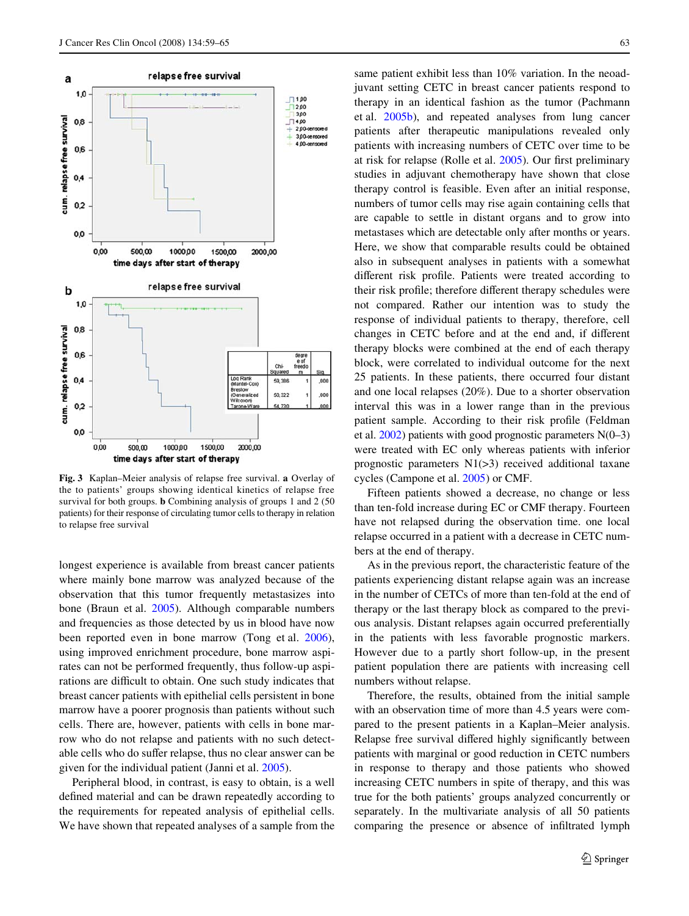**Fig. 3** Kaplan–Meier analysis of relapse free survival. **a** Overlay of the to patients' groups showing identical kinetics of relapse free survival for both groups. **b** Combining analysis of groups 1 and 2 (50 patients) for their response of circulating tumor cells to therapy in relation to relapse free survival

longest experience is available from breast cancer patients where mainly bone marrow was analyzed because of the observation that this tumor frequently metastasizes into bone (Braun et al. 2005). Although comparable numbers and frequencies as those detected by us in blood have now been reported even in bone marrow (Tong et al. 2006), using improved enrichment procedure, bone marrow aspirates can not be performed frequently, thus follow-up aspirations are difficult to obtain. One such study indicates that breast cancer patients with epithelial cells persistent in bone marrow have a poorer prognosis than patients without such cells. There are, however, patients with cells in bone marrow who do not relapse and patients with no such detectable cells who do suffer relapse, thus no clear answer can be given for the individual patient (Janni et al. 2005).

Peripheral blood, in contrast, is easy to obtain, is a well defined material and can be drawn repeatedly according to the requirements for repeated analysis of epithelial cells. We have shown that repeated analyses of a sample from the same patient exhibit less than 10% variation. In the neoadjuvant setting CETC in breast cancer patients respond to therapy in an identical fashion as the tumor (Pachmann et al. 2005b), and repeated analyses from lung cancer patients after therapeutic manipulations revealed only patients with increasing numbers of CETC over time to be at risk for relapse (Rolle et al. 2005). Our first preliminary studies in adjuvant chemotherapy have shown that close therapy control is feasible. Even after an initial response, numbers of tumor cells may rise again containing cells that are capable to settle in distant organs and to grow into metastases which are detectable only after months or years. Here, we show that comparable results could be obtained also in subsequent analyses in patients with a somewhat different risk profile. Patients were treated according to their risk profile; therefore different therapy schedules were not compared. Rather our intention was to study the response of individual patients to therapy, therefore, cell changes in CETC before and at the end and, if different therapy blocks were combined at the end of each therapy block, were correlated to individual outcome for the next 25 patients. In these patients, there occurred four distant and one local relapses (20%). Due to a shorter observation interval this was in a lower range than in the previous patient sample. According to their risk profile (Feldman et al. 2002) patients with good prognostic parameters N(0–3) were treated with EC only whereas patients with inferior prognostic parameters N1(>3) received additional taxane cycles (Campone et al. 2005) or CMF.

Fifteen patients showed a decrease, no change or less than ten-fold increase during EC or CMF therapy. Fourteen have not relapsed during the observation time. one local relapse occurred in a patient with a decrease in CETC numbers at the end of therapy.

As in the previous report, the characteristic feature of the patients experiencing distant relapse again was an increase in the number of CETCs of more than ten-fold at the end of therapy or the last therapy block as compared to the previous analysis. Distant relapses again occurred preferentially in the patients with less favorable prognostic markers. However due to a partly short follow-up, in the present patient population there are patients with increasing cell numbers without relapse.

Therefore, the results, obtained from the initial sample with an observation time of more than 4.5 years were compared to the present patients in a Kaplan–Meier analysis. Relapse free survival differed highly significantly between patients with marginal or good reduction in CETC numbers in response to therapy and those patients who showed increasing CETC numbers in spite of therapy, and this was true for the both patients' groups analyzed concurrently or separately. In the multivariate analysis of all 50 patients comparing the presence or absence of infiltrated lymph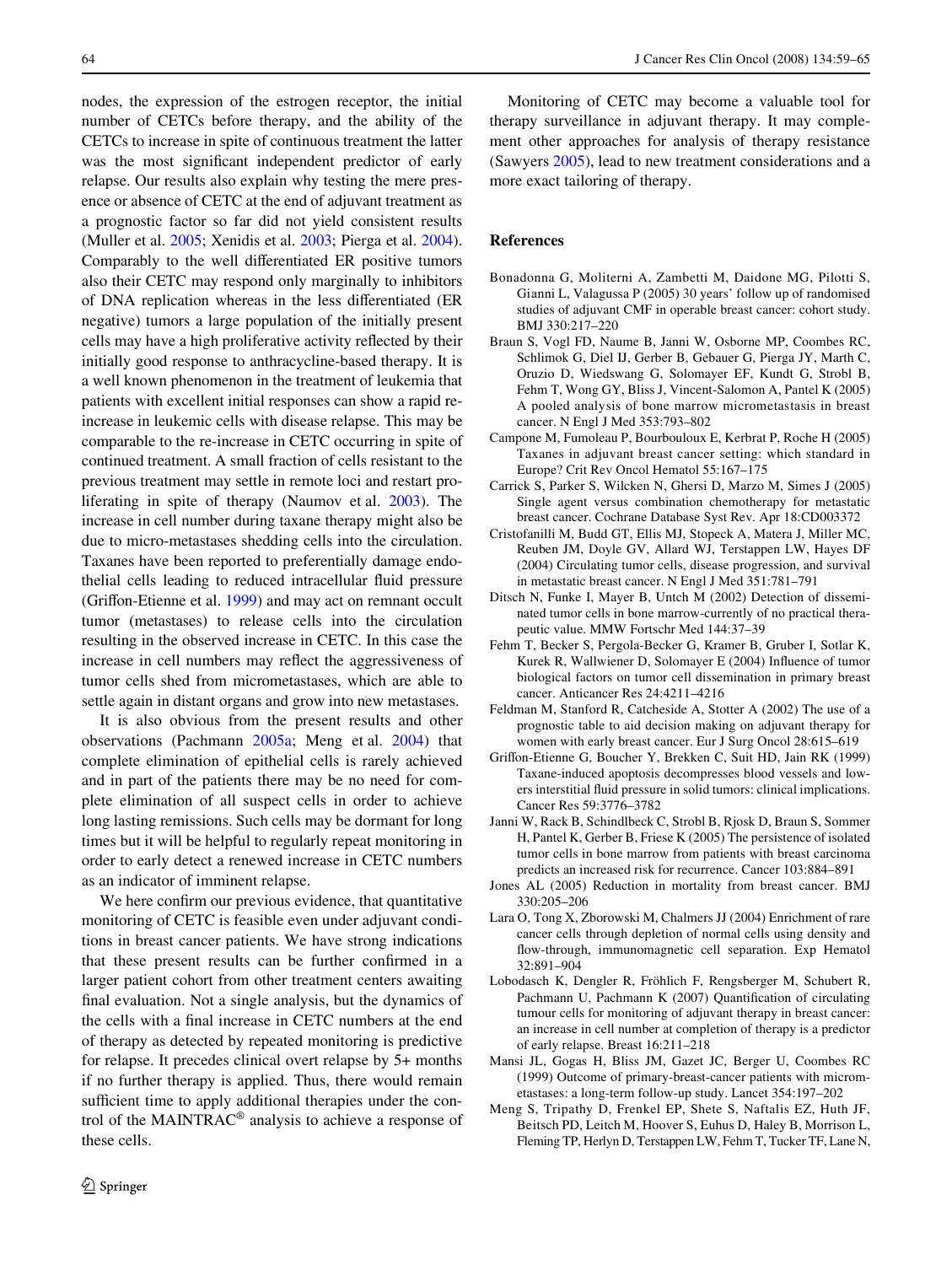nodes, the expression of the estrogen receptor, the initial number of CETCs before therapy, and the ability of the CETCs to increase in spite of continuous treatment the latter was the most significant independent predictor of early relapse. Our results also explain why testing the mere presence or absence of CETC at the end of adjuvant treatment as a prognostic factor so far did not yield consistent results (Muller et al. 2005; Xenidis et al. 2003; Pierga et al. 2004). Comparably to the well differentiated ER positive tumors also their CETC may respond only marginally to inhibitors of DNA replication whereas in the less differentiated (ER negative) tumors a large population of the initially present cells may have a high proliferative activity reflected by their initially good response to anthracycline-based therapy. It is a well known phenomenon in the treatment of leukemia that patients with excellent initial responses can show a rapid re-increase in leukemic cells with disease relapse. This may be comparable to the re-increase in CETC occurring in spite of continued treatment. A small fraction of cells resistant to the previous treatment may settle in remote loci and restart proliferating in spite of therapy (Naumov et al. 2003). The increase in cell number during taxane therapy might also be due to micro-metastases shedding cells into the circulation. Taxanes have been reported to preferentially damage endothelial cells leading to reduced intracellular fluid pressure (Griffon-Etienne et al. 1999) and may act on remnant occult tumor (metastases) to release cells into the circulation resulting in the observed increase in CETC. In this case the increase in cell numbers may reflect the aggressiveness of tumor cells shed from micrometastases, which are able to settle again in distant organs and grow into new metastases.

It is also obvious from the present results and other observations (Pachmann 2005a; Meng et al. 2004) that complete elimination of epithelial cells is rarely achieved and in part of the patients there may be no need for complete elimination of all suspect cells in order to achieve long lasting remissions. Such cells may be dormant for long times but it will be helpful to regularly repeat monitoring in order to early detect a renewed increase in CETC numbers as an indicator of imminent relapse.

We here confirm our previous evidence, that quantitative monitoring of CETC is feasible even under adjuvant conditions in breast cancer patients. We have strong indications that these present results can be further confirmed in a larger patient cohort from other treatment centers awaiting final evaluation. Not a single analysis, but the dynamics of the cells with a final increase in CETC numbers at the end of therapy as detected by repeated monitoring is predictive for relapse. It precedes clinical overt relapse by 5+ months if no further therapy is applied. Thus, there would remain sufficient time to apply additional therapies under the control of the MAINTRAC® analysis to achieve a response of these cells.

Monitoring of CETC may become a valuable tool for therapy surveillance in adjuvant therapy. It may complement other approaches for analysis of therapy resistance (Sawyers 2005), lead to new treatment considerations and a more exact tailoring of therapy.

## References

Bonadonna G, Moliterni A, Zambetti M, Daidone MG, Pilotti S, Gianni L, Valagussa P (2005) 30 years' follow up of randomised studies of adjuvant CMF in operable breast cancer: cohort study. BMJ 330:217–220

Braun S, Vogl FD, Naume B, Janni W, Osborne MP, Coombes RC, Schlimok G, Diel IJ, Gerber B, Gebauer G, Pierga JY, Marth C, Oruzio D, Wiedswang G, Solomayer EF, Kundt G, Strobl B, Fehm T, Wong GY, Bliss J, Vincent-Salomon A, Pantel K (2005) A pooled analysis of bone marrow micrometastasis in breast cancer. N Engl J Med 353:793–802

Campone M, Fumoleau P, Bourbouloux E, Kerbrat P, Roche H (2005) Taxanes in adjuvant breast cancer setting: which standard in Europe? Crit Rev Oncol Hematol 55:167–175

Carrick S, Parker S, Wilcken N, Ghersi D, Marzo M, Simes J (2005) Single agent versus combination chemotherapy for metastatic breast cancer. Cochrane Database Syst Rev. Apr 18:CD003372

Cristofanilli M, Budd GT, Ellis MJ, Stopeck A, Matera J, Miller MC, Reuben JM, Doyle GV, Allard WJ, Terstappen LW, Hayes DF (2004) Circulating tumor cells, disease progression, and survival in metastatic breast cancer. N Engl J Med 351:781–791

Ditsch N, Funke I, Mayer B, Untch M (2002) Detection of disseminated tumor cells in bone marrow-currently of no practical therapeutic value. MMW Fortschr Med 144:37–39

Fehm T, Becker S, Pergola-Becker G, Kramer B, Gruber I, Sotlar K, Kurek R, Wallwiener D, Solomayer E (2004) Influence of tumor biological factors on tumor cell dissemination in primary breast cancer. Anticancer Res 24:4211–4216

Feldman M, Stanford R, Catcheside A, Stotter A (2002) The use of a prognostic table to aid decision making on adjuvant therapy for women with early breast cancer. Eur J Surg Oncol 28:615–619

Griffon-Etienne G, Boucher Y, Brekken C, Suit HD, Jain RK (1999) Taxane-induced apoptosis decompresses blood vessels and lowers interstitial fluid pressure in solid tumors: clinical implications. Cancer Res 59:3776–3782

Janni W, Rack B, Schindlbeck C, Strobl B, Rjosk D, Braun S, Sommer H, Pantel K, Gerber B, Friese K (2005) The persistence of isolated tumor cells in bone marrow from patients with breast carcinoma predicts an increased risk for recurrence. Cancer 103:884–891

Jones AL (2005) Reduction in mortality from breast cancer. BMJ 330:205–206

Lara O, Tong X, Zborowski M, Chalmers JJ (2004) Enrichment of rare cancer cells through depletion of normal cells using density and flow-through, immunomagnetic cell separation. Exp Hematol 32:891–904

Lobodasch K, Dengler R, Fröhlich F, Rengsberger M, Schubert R, Pachmann U, Pachmann K (2007) Quantification of circulating tumour cells for monitoring of adjuvant therapy in breast cancer: an increase in cell number at completion of therapy is a predictor of early relapse. Breast 16:211–218

Mansi JL, Gogas H, Bliss JM, Gazet JC, Berger U, Coombes RC (1999) Outcome of primary-breast-cancer patients with micrometastases: a long-term follow-up study. Lancet 354:197–202

Meng S, Tripathy D, Frenkel EP, Shete S, Naftalis EZ, Huth JF, Beitsch PD, Leitch M, Hoover S, Euhus D, Haley B, Morrison L, Fleming TP, Herlyn D, Terstappen LW, Fehm T, Tucker TF, Lane N,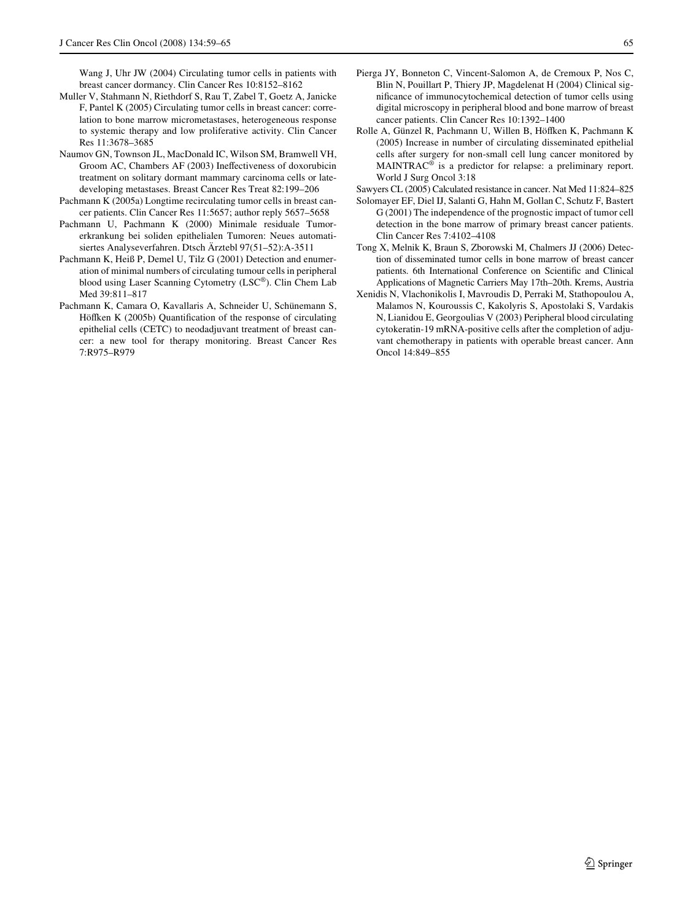Wang J, Uhr JW (2004) Circulating tumor cells in patients with breast cancer dormancy. Clin Cancer Res 10:8152–8162

Muller V, Stahmann N, Riethdorf S, Rau T, Zabel T, Goetz A, Janicke F, Pantel K (2005) Circulating tumor cells in breast cancer: correlation to bone marrow micrometastases, heterogeneous response to systemic therapy and low proliferative activity. Clin Cancer Res 11:3678–3685

Naumov GN, Townson JL, MacDonald IC, Wilson SM, Bramwell VH, Groom AC, Chambers AF (2003) Ineffectiveness of doxorubicin treatment on solitary dormant mammary carcinoma cells or late-developing metastases. Breast Cancer Res Treat 82:199–206

Pachmann K (2005a) Longtime recirculating tumor cells in breast cancer patients. Clin Cancer Res 11:5657; author reply 5657–5658

Pachmann U, Pachmann K (2000) Minimale residuale Tumorerkrankung bei soliden epithelialen Tumoren: Neues automatisiertes Analyseverfahren. Dtsch Ärztebl 97(51–52):A-3511

Pachmann K, Heiß P, Demel U, Tilz G (2001) Detection and enumeration of minimal numbers of circulating tumour cells in peripheral blood using Laser Scanning Cytometry (LSC®). Clin Chem Lab Med 39:811–817

Pachmann K, Camara O, Kavallaris A, Schneider U, Schünemann S, Höffken K (2005b) Quantification of the response of circulating epithelial cells (CETC) to neoadjuvant treatment of breast cancer: a new tool for therapy monitoring. Breast Cancer Res 7:R975–R979

Pierga JY, Bonneton C, Vincent-Salomon A, de Cremoux P, Nos C, Blin N, Pouillart P, Thiery JP, Magdelenat H (2004) Clinical significance of immunocytochemical detection of tumor cells using digital microscopy in peripheral blood and bone marrow of breast cancer patients. Clin Cancer Res 10:1392–1400

Rolle A, Günzel R, Pachmann U, Willen B, Höffken K, Pachmann K (2005) Increase in number of circulating disseminated epithelial cells after surgery for non-small cell lung cancer monitored by MAINTRAC® is a predictor for relapse: a preliminary report. World J Surg Oncol 3:18

Sawyers CL (2005) Calculated resistance in cancer. Nat Med 11:824–825

Solomayer EF, Diel IJ, Salanti G, Hahn M, Gollan C, Schutz F, Bastert G (2001) The independence of the prognostic impact of tumor cell detection in the bone marrow of primary breast cancer patients. Clin Cancer Res 7:4102–4108

Tong X, Melnik K, Braun S, Zborowski M, Chalmers JJ (2006) Detection of disseminated tumor cells in bone marrow of breast cancer patients. 6th International Conference on Scientific and Clinical Applications of Magnetic Carriers May 17th–20th. Krems, Austria

Xenidis N, Vlachonikolis I, Mavroudis D, Perraki M, Stathopoulou A, Malamos N, Kouroussis C, Kakolyris S, Apostolaki S, Vardakis N, Lianidou E, Georgoulias V (2003) Peripheral blood circulating cytokeratin-19 mRNA-positive cells after the completion of adjuvant chemotherapy in patients with operable breast cancer. Ann Oncol 14:849–855